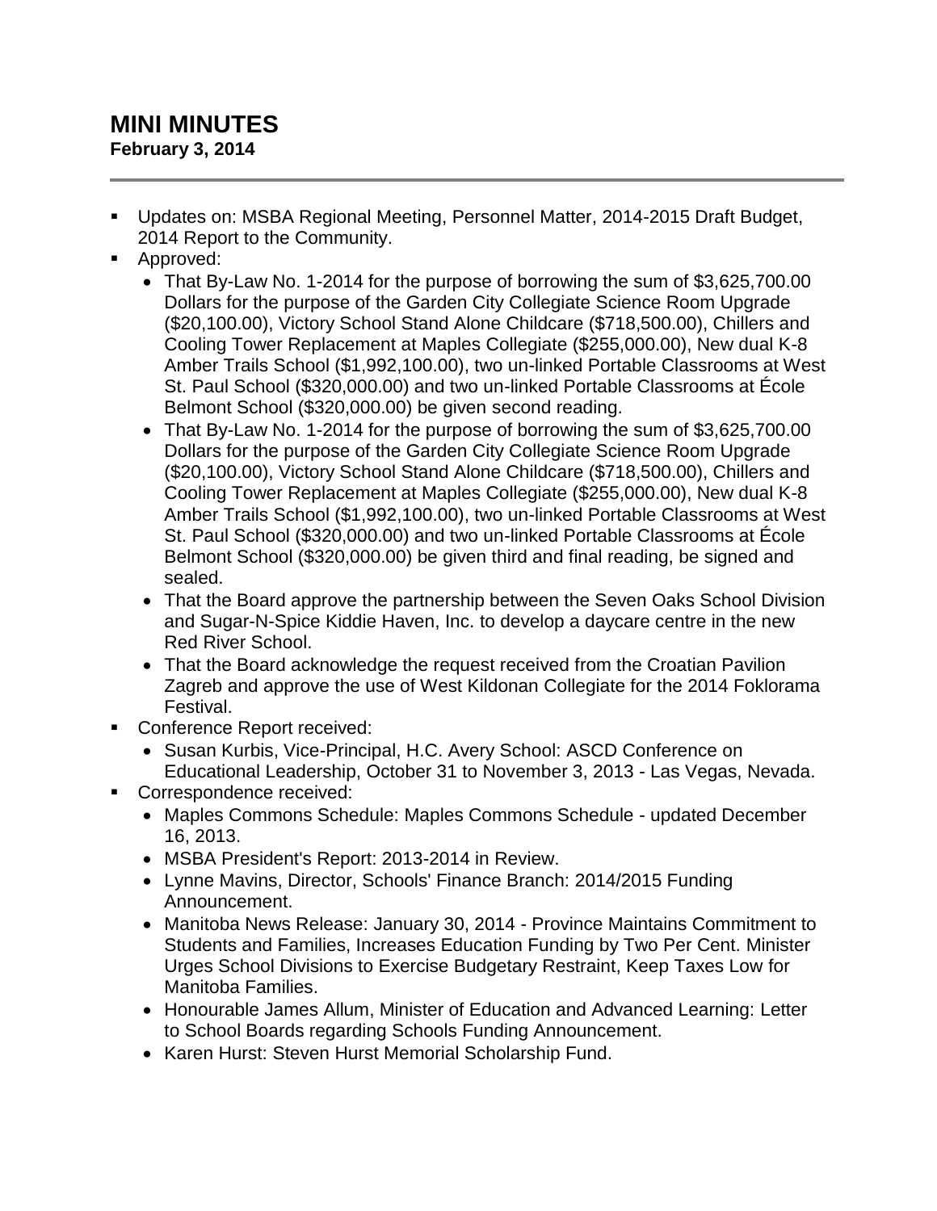# MINI MINUTES

**February 3, 2014**

- Updates on: MSBA Regional Meeting, Personnel Matter, 2014-2015 Draft Budget, 2014 Report to the Community.
- Approved:
  - That By-Law No. 1-2014 for the purpose of borrowing the sum of $3,625,700.00 Dollars for the purpose of the Garden City Collegiate Science Room Upgrade ($20,100.00), Victory School Stand Alone Childcare ($718,500.00), Chillers and Cooling Tower Replacement at Maples Collegiate ($255,000.00), New dual K-8 Amber Trails School ($1,992,100.00), two un-linked Portable Classrooms at West St. Paul School ($320,000.00) and two un-linked Portable Classrooms at École Belmont School ($320,000.00) be given second reading.
  - That By-Law No. 1-2014 for the purpose of borrowing the sum of $3,625,700.00 Dollars for the purpose of the Garden City Collegiate Science Room Upgrade ($20,100.00), Victory School Stand Alone Childcare ($718,500.00), Chillers and Cooling Tower Replacement at Maples Collegiate ($255,000.00), New dual K-8 Amber Trails School ($1,992,100.00), two un-linked Portable Classrooms at West St. Paul School ($320,000.00) and two un-linked Portable Classrooms at École Belmont School ($320,000.00) be given third and final reading, be signed and sealed.
  - That the Board approve the partnership between the Seven Oaks School Division and Sugar-N-Spice Kiddie Haven, Inc. to develop a daycare centre in the new Red River School.
  - That the Board acknowledge the request received from the Croatian Pavilion Zagreb and approve the use of West Kildonan Collegiate for the 2014 Foklorama Festival.
- Conference Report received:
  - Susan Kurbis, Vice-Principal, H.C. Avery School: ASCD Conference on Educational Leadership, October 31 to November 3, 2013 - Las Vegas, Nevada.
- Correspondence received:
  - Maples Commons Schedule: Maples Commons Schedule - updated December 16, 2013.
  - MSBA President's Report: 2013-2014 in Review.
  - Lynne Mavins, Director, Schools' Finance Branch: 2014/2015 Funding Announcement.
  - Manitoba News Release: January 30, 2014 - Province Maintains Commitment to Students and Families, Increases Education Funding by Two Per Cent. Minister Urges School Divisions to Exercise Budgetary Restraint, Keep Taxes Low for Manitoba Families.
  - Honourable James Allum, Minister of Education and Advanced Learning: Letter to School Boards regarding Schools Funding Announcement.
  - Karen Hurst: Steven Hurst Memorial Scholarship Fund.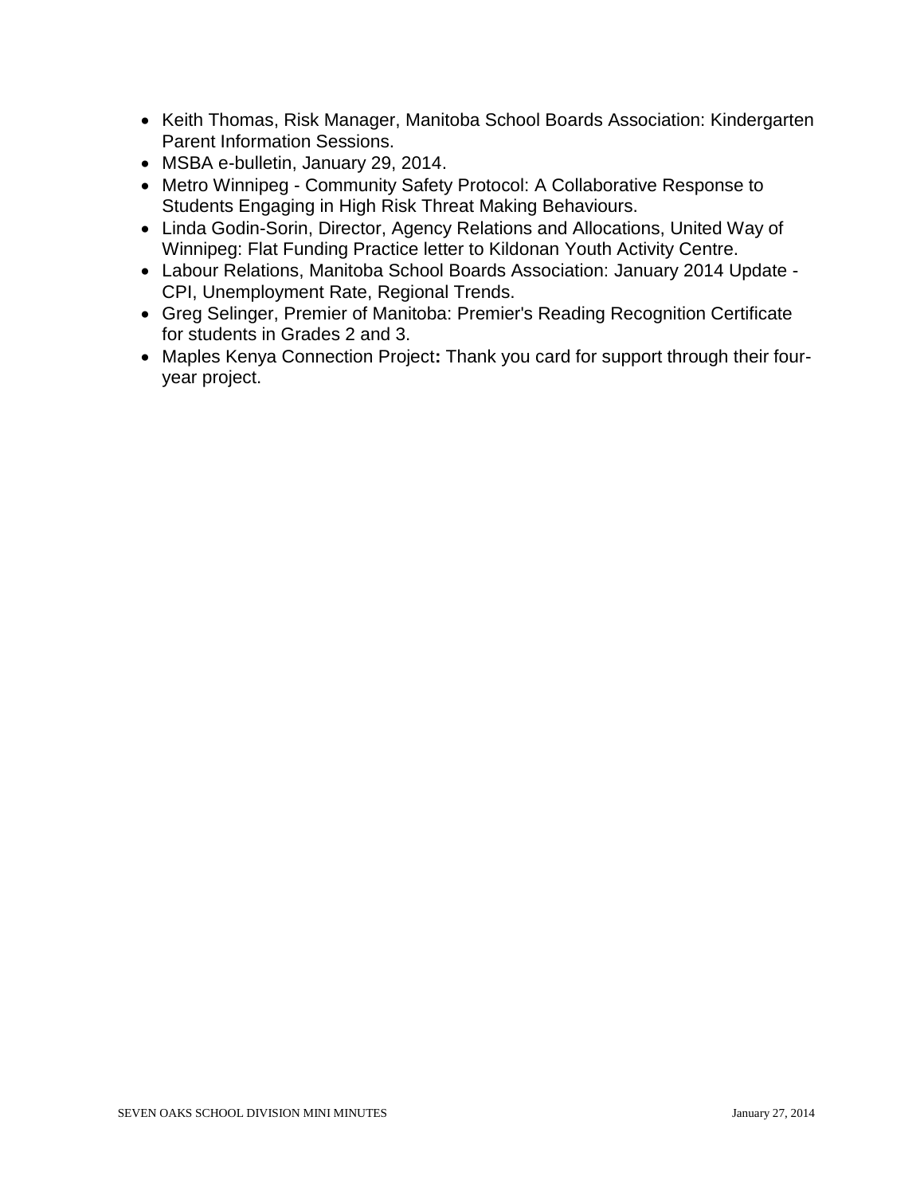- Keith Thomas, Risk Manager, Manitoba School Boards Association: Kindergarten Parent Information Sessions.
- MSBA e-bulletin, January 29, 2014.
- Metro Winnipeg - Community Safety Protocol: A Collaborative Response to Students Engaging in High Risk Threat Making Behaviours.
- Linda Godin-Sorin, Director, Agency Relations and Allocations, United Way of Winnipeg: Flat Funding Practice letter to Kildonan Youth Activity Centre.
- Labour Relations, Manitoba School Boards Association: January 2014 Update - CPI, Unemployment Rate, Regional Trends.
- Greg Selinger, Premier of Manitoba: Premier's Reading Recognition Certificate for students in Grades 2 and 3.
- Maples Kenya Connection Project**:** Thank you card for support through their four-year project.